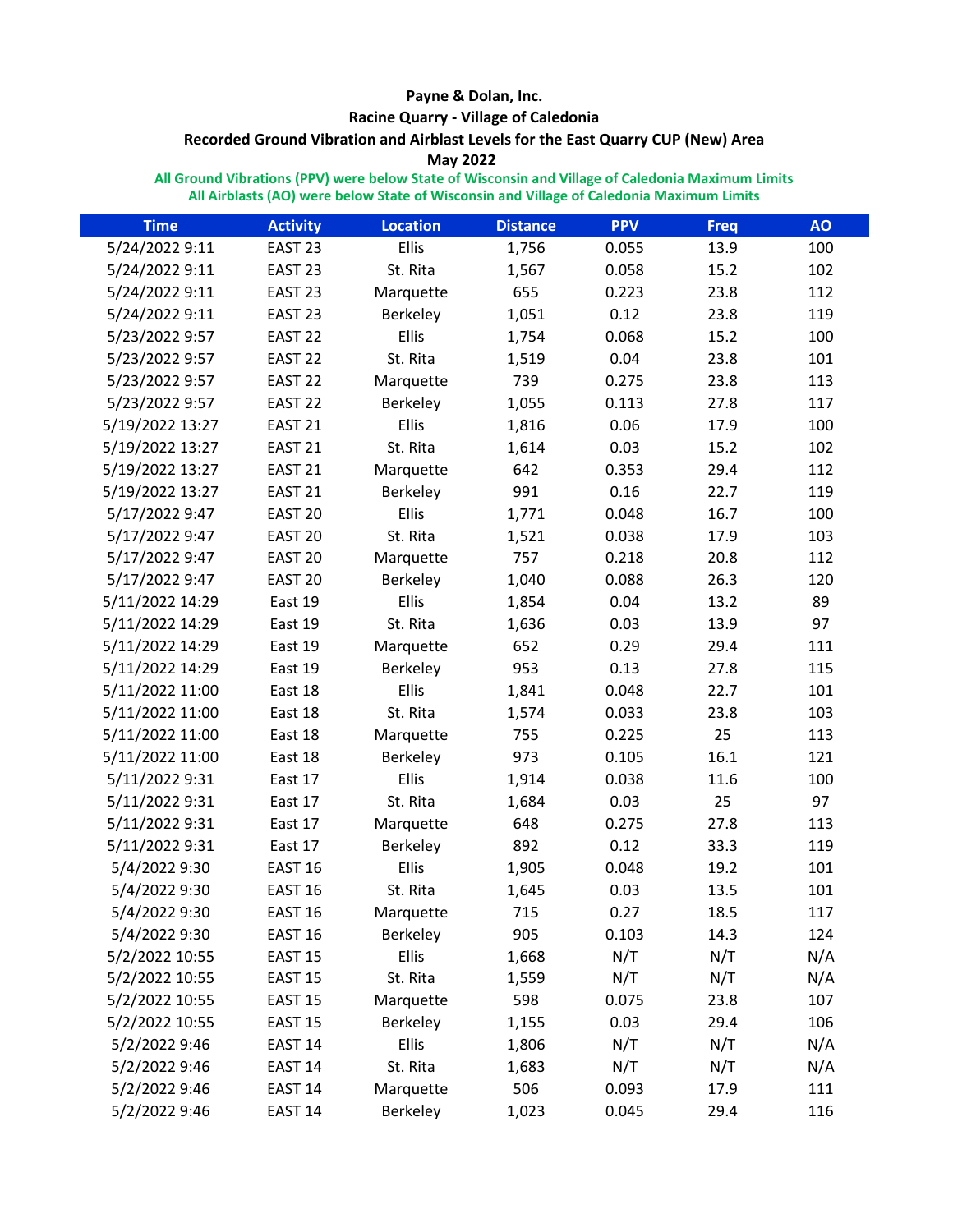**Payne & Dolan, Inc.**

**Racine Quarry - Village of Caledonia**

**Recorded Ground Vibration and Airblast Levels for the East Quarry CUP (New) Area**

**May 2022**

**All Ground Vibrations (PPV) were below State of Wisconsin and Village of Caledonia Maximum Limits**

**All Airblasts (AO) were below State of Wisconsin and Village of Caledonia Maximum Limits**

| Time | Activity | Location | Distance | PPV | Freq | AO |
|---|---|---|---|---|---|---|
| 5/24/2022 9:11 | EAST 23 | Ellis | 1,756 | 0.055 | 13.9 | 100 |
| 5/24/2022 9:11 | EAST 23 | St. Rita | 1,567 | 0.058 | 15.2 | 102 |
| 5/24/2022 9:11 | EAST 23 | Marquette | 655 | 0.223 | 23.8 | 112 |
| 5/24/2022 9:11 | EAST 23 | Berkeley | 1,051 | 0.12 | 23.8 | 119 |
| 5/23/2022 9:57 | EAST 22 | Ellis | 1,754 | 0.068 | 15.2 | 100 |
| 5/23/2022 9:57 | EAST 22 | St. Rita | 1,519 | 0.04 | 23.8 | 101 |
| 5/23/2022 9:57 | EAST 22 | Marquette | 739 | 0.275 | 23.8 | 113 |
| 5/23/2022 9:57 | EAST 22 | Berkeley | 1,055 | 0.113 | 27.8 | 117 |
| 5/19/2022 13:27 | EAST 21 | Ellis | 1,816 | 0.06 | 17.9 | 100 |
| 5/19/2022 13:27 | EAST 21 | St. Rita | 1,614 | 0.03 | 15.2 | 102 |
| 5/19/2022 13:27 | EAST 21 | Marquette | 642 | 0.353 | 29.4 | 112 |
| 5/19/2022 13:27 | EAST 21 | Berkeley | 991 | 0.16 | 22.7 | 119 |
| 5/17/2022 9:47 | EAST 20 | Ellis | 1,771 | 0.048 | 16.7 | 100 |
| 5/17/2022 9:47 | EAST 20 | St. Rita | 1,521 | 0.038 | 17.9 | 103 |
| 5/17/2022 9:47 | EAST 20 | Marquette | 757 | 0.218 | 20.8 | 112 |
| 5/17/2022 9:47 | EAST 20 | Berkeley | 1,040 | 0.088 | 26.3 | 120 |
| 5/11/2022 14:29 | East 19 | Ellis | 1,854 | 0.04 | 13.2 | 89 |
| 5/11/2022 14:29 | East 19 | St. Rita | 1,636 | 0.03 | 13.9 | 97 |
| 5/11/2022 14:29 | East 19 | Marquette | 652 | 0.29 | 29.4 | 111 |
| 5/11/2022 14:29 | East 19 | Berkeley | 953 | 0.13 | 27.8 | 115 |
| 5/11/2022 11:00 | East 18 | Ellis | 1,841 | 0.048 | 22.7 | 101 |
| 5/11/2022 11:00 | East 18 | St. Rita | 1,574 | 0.033 | 23.8 | 103 |
| 5/11/2022 11:00 | East 18 | Marquette | 755 | 0.225 | 25 | 113 |
| 5/11/2022 11:00 | East 18 | Berkeley | 973 | 0.105 | 16.1 | 121 |
| 5/11/2022 9:31 | East 17 | Ellis | 1,914 | 0.038 | 11.6 | 100 |
| 5/11/2022 9:31 | East 17 | St. Rita | 1,684 | 0.03 | 25 | 97 |
| 5/11/2022 9:31 | East 17 | Marquette | 648 | 0.275 | 27.8 | 113 |
| 5/11/2022 9:31 | East 17 | Berkeley | 892 | 0.12 | 33.3 | 119 |
| 5/4/2022 9:30 | EAST 16 | Ellis | 1,905 | 0.048 | 19.2 | 101 |
| 5/4/2022 9:30 | EAST 16 | St. Rita | 1,645 | 0.03 | 13.5 | 101 |
| 5/4/2022 9:30 | EAST 16 | Marquette | 715 | 0.27 | 18.5 | 117 |
| 5/4/2022 9:30 | EAST 16 | Berkeley | 905 | 0.103 | 14.3 | 124 |
| 5/2/2022 10:55 | EAST 15 | Ellis | 1,668 | N/T | N/T | N/A |
| 5/2/2022 10:55 | EAST 15 | St. Rita | 1,559 | N/T | N/T | N/A |
| 5/2/2022 10:55 | EAST 15 | Marquette | 598 | 0.075 | 23.8 | 107 |
| 5/2/2022 10:55 | EAST 15 | Berkeley | 1,155 | 0.03 | 29.4 | 106 |
| 5/2/2022 9:46 | EAST 14 | Ellis | 1,806 | N/T | N/T | N/A |
| 5/2/2022 9:46 | EAST 14 | St. Rita | 1,683 | N/T | N/T | N/A |
| 5/2/2022 9:46 | EAST 14 | Marquette | 506 | 0.093 | 17.9 | 111 |
| 5/2/2022 9:46 | EAST 14 | Berkeley | 1,023 | 0.045 | 29.4 | 116 |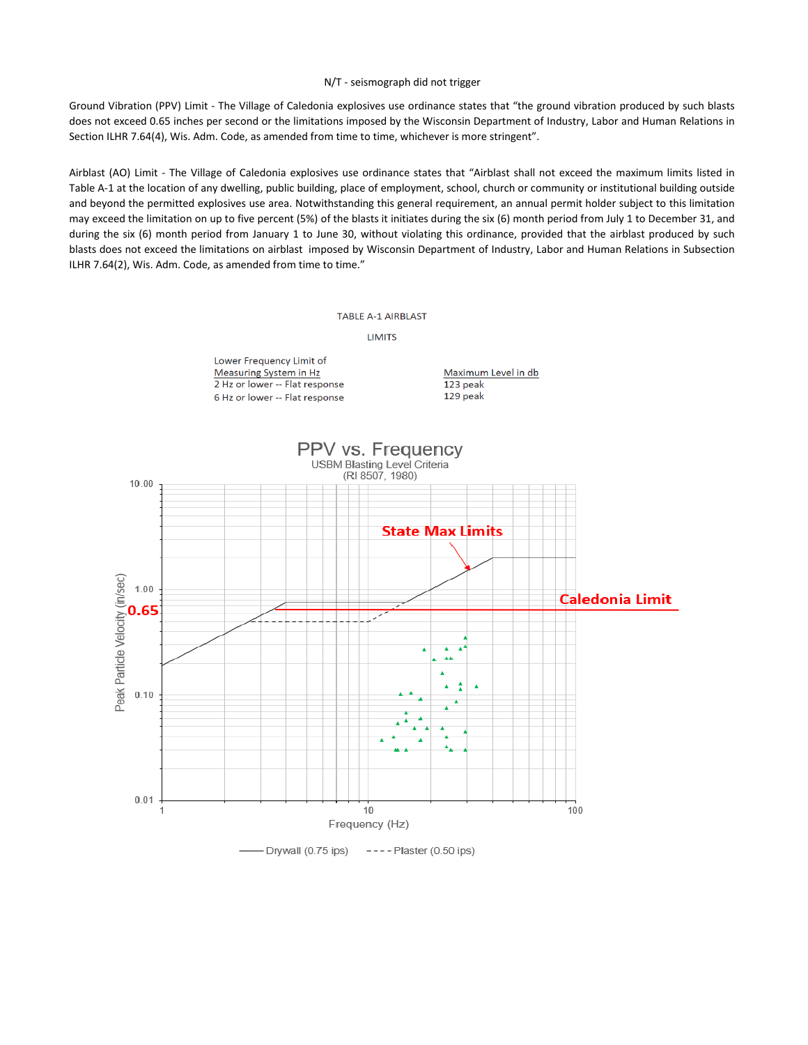N/T - seismograph did not trigger

Ground Vibration (PPV) Limit - The Village of Caledonia explosives use ordinance states that "the ground vibration produced by such blasts does not exceed 0.65 inches per second or the limitations imposed by the Wisconsin Department of Industry, Labor and Human Relations in Section ILHR 7.64(4), Wis. Adm. Code, as amended from time to time, whichever is more stringent".

Airblast (AO) Limit - The Village of Caledonia explosives use ordinance states that "Airblast shall not exceed the maximum limits listed in Table A-1 at the location of any dwelling, public building, place of employment, school, church or community or institutional building outside and beyond the permitted explosives use area. Notwithstanding this general requirement, an annual permit holder subject to this limitation may exceed the limitation on up to five percent (5%) of the blasts it initiates during the six (6) month period from July 1 to December 31, and during the six (6) month period from January 1 to June 30, without violating this ordinance, provided that the airblast produced by such blasts does not exceed the limitations on airblast imposed by Wisconsin Department of Industry, Labor and Human Relations in Subsection ILHR 7.64(2), Wis. Adm. Code, as amended from time to time."

TABLE A-1 AIRBLAST

LIMITS

| Lower Frequency Limit of Measuring System in Hz | Maximum Level in db |
|---|---|
| 2 Hz or lower -- Flat response | 123 peak |
| 6 Hz or lower -- Flat response | 129 peak |

PPV vs. Frequency

USBM Blasting Level Criteria

(RI 8507, 1980)

State Max Limits

Caledonia Limit

0.65

Peak Particle Velocity (in/sec)

10.00

1.00

0.10

0.01

1

10

100

Frequency (Hz)

Drywall (0.75 ips)

Plaster (0.50 ips)